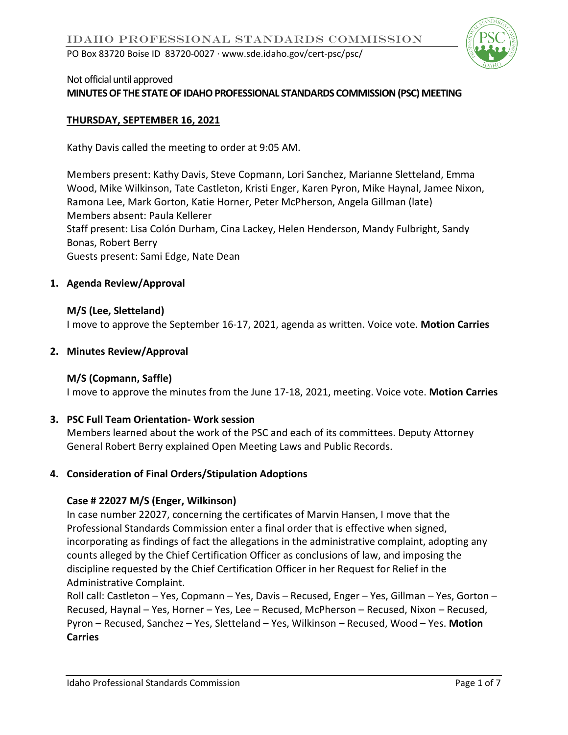Not official until approved

# MINUTES OF THE STATE OF IDAHO PROFESSIONAL STANDARDS COMMISSION (PSC) MEETING

## THURSDAY, SEPTEMBER 16, 2021

Kathy Davis called the meeting to order at 9:05 AM.

Members present: Kathy Davis, Steve Copmann, Lori Sanchez, Marianne Sletteland, Emma Wood, Mike Wilkinson, Tate Castleton, Kristi Enger, Karen Pyron, Mike Haynal, Jamee Nixon, Ramona Lee, Mark Gorton, Katie Horner, Peter McPherson, Angela Gillman (late)
Members absent: Paula Kellerer
Staff present: Lisa Colón Durham, Cina Lackey, Helen Henderson, Mandy Fulbright, Sandy Bonas, Robert Berry
Guests present: Sami Edge, Nate Dean

### 1. Agenda Review/Approval

**M/S (Lee, Sletteland)**
I move to approve the September 16-17, 2021, agenda as written. Voice vote. **Motion Carries**

### 2. Minutes Review/Approval

**M/S (Copmann, Saffle)**
I move to approve the minutes from the June 17-18, 2021, meeting. Voice vote. **Motion Carries**

### 3. PSC Full Team Orientation- Work session

Members learned about the work of the PSC and each of its committees. Deputy Attorney General Robert Berry explained Open Meeting Laws and Public Records.

### 4. Consideration of Final Orders/Stipulation Adoptions

**Case # 22027 M/S (Enger, Wilkinson)**
In case number 22027, concerning the certificates of Marvin Hansen, I move that the Professional Standards Commission enter a final order that is effective when signed, incorporating as findings of fact the allegations in the administrative complaint, adopting any counts alleged by the Chief Certification Officer as conclusions of law, and imposing the discipline requested by the Chief Certification Officer in her Request for Relief in the Administrative Complaint.
Roll call: Castleton – Yes, Copmann – Yes, Davis – Recused, Enger – Yes, Gillman – Yes, Gorton – Recused, Haynal – Yes, Horner – Yes, Lee – Recused, McPherson – Recused, Nixon – Recused, Pyron – Recused, Sanchez – Yes, Sletteland – Yes, Wilkinson – Recused, Wood – Yes. **Motion Carries**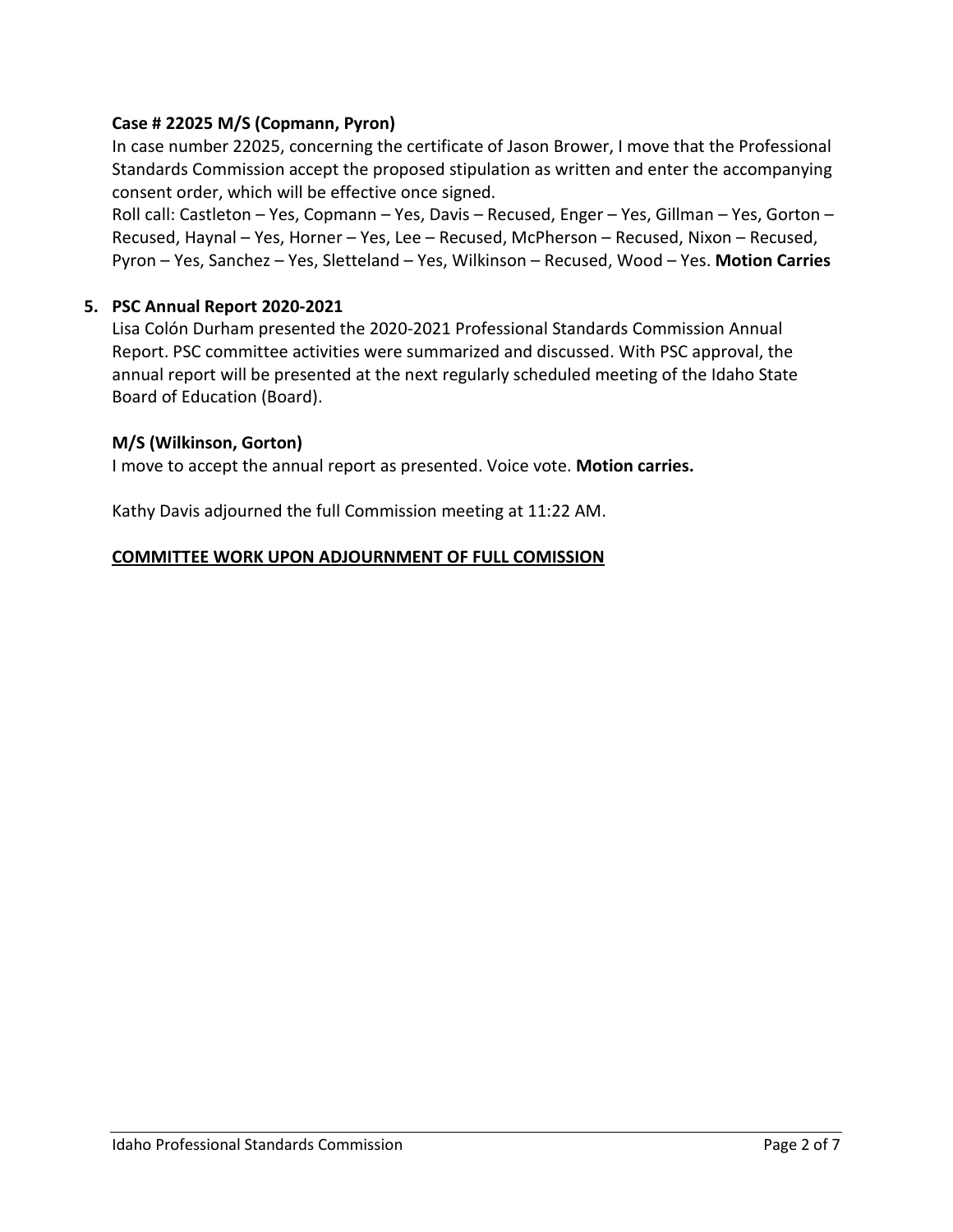**Case # 22025 M/S (Copmann, Pyron)**

In case number 22025, concerning the certificate of Jason Brower, I move that the Professional Standards Commission accept the proposed stipulation as written and enter the accompanying consent order, which will be effective once signed.

Roll call: Castleton – Yes, Copmann – Yes, Davis – Recused, Enger – Yes, Gillman – Yes, Gorton – Recused, Haynal – Yes, Horner – Yes, Lee – Recused, McPherson – Recused, Nixon – Recused, Pyron – Yes, Sanchez – Yes, Sletteland – Yes, Wilkinson – Recused, Wood – Yes. **Motion Carries**

**5. PSC Annual Report 2020-2021**

Lisa Colón Durham presented the 2020-2021 Professional Standards Commission Annual Report. PSC committee activities were summarized and discussed. With PSC approval, the annual report will be presented at the next regularly scheduled meeting of the Idaho State Board of Education (Board).

**M/S (Wilkinson, Gorton)**

I move to accept the annual report as presented. Voice vote. **Motion carries.**

Kathy Davis adjourned the full Commission meeting at 11:22 AM.

**COMMITTEE WORK UPON ADJOURNMENT OF FULL COMISSION**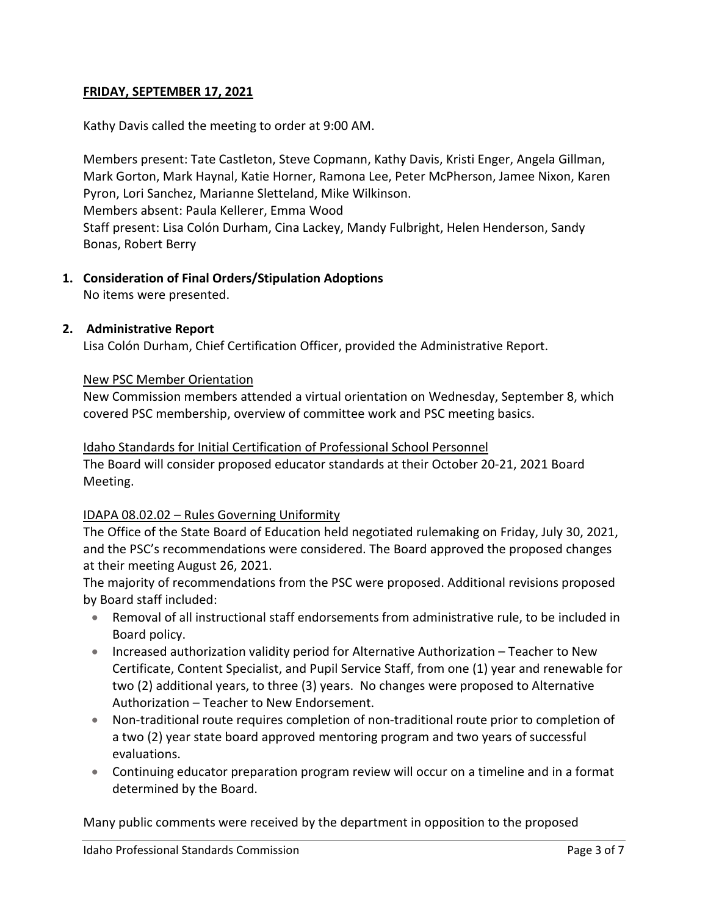**FRIDAY, SEPTEMBER 17, 2021**

Kathy Davis called the meeting to order at 9:00 AM.

Members present: Tate Castleton, Steve Copmann, Kathy Davis, Kristi Enger, Angela Gillman, Mark Gorton, Mark Haynal, Katie Horner, Ramona Lee, Peter McPherson, Jamee Nixon, Karen Pyron, Lori Sanchez, Marianne Sletteland, Mike Wilkinson.
Members absent: Paula Kellerer, Emma Wood
Staff present: Lisa Colón Durham, Cina Lackey, Mandy Fulbright, Helen Henderson, Sandy Bonas, Robert Berry

1. **Consideration of Final Orders/Stipulation Adoptions**
   No items were presented.

2. **Administrative Report**
   Lisa Colón Durham, Chief Certification Officer, provided the Administrative Report.

   New PSC Member Orientation
   New Commission members attended a virtual orientation on Wednesday, September 8, which covered PSC membership, overview of committee work and PSC meeting basics.

   Idaho Standards for Initial Certification of Professional School Personnel
   The Board will consider proposed educator standards at their October 20-21, 2021 Board Meeting.

   IDAPA 08.02.02 – Rules Governing Uniformity
   The Office of the State Board of Education held negotiated rulemaking on Friday, July 30, 2021, and the PSC's recommendations were considered. The Board approved the proposed changes at their meeting August 26, 2021.
   The majority of recommendations from the PSC were proposed. Additional revisions proposed by Board staff included:

   - Removal of all instructional staff endorsements from administrative rule, to be included in Board policy.
   - Increased authorization validity period for Alternative Authorization – Teacher to New Certificate, Content Specialist, and Pupil Service Staff, from one (1) year and renewable for two (2) additional years, to three (3) years. No changes were proposed to Alternative Authorization – Teacher to New Endorsement.
   - Non-traditional route requires completion of non-traditional route prior to completion of a two (2) year state board approved mentoring program and two years of successful evaluations.
   - Continuing educator preparation program review will occur on a timeline and in a format determined by the Board.

   Many public comments were received by the department in opposition to the proposed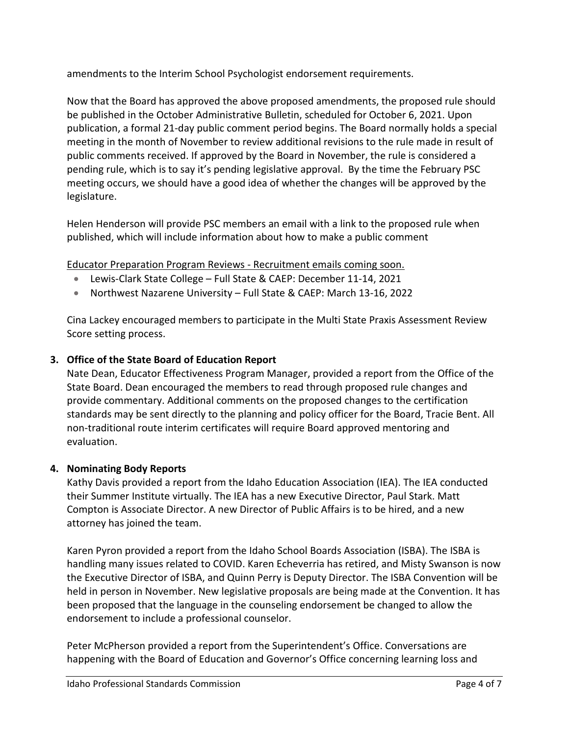amendments to the Interim School Psychologist endorsement requirements.

Now that the Board has approved the above proposed amendments, the proposed rule should be published in the October Administrative Bulletin, scheduled for October 6, 2021. Upon publication, a formal 21-day public comment period begins. The Board normally holds a special meeting in the month of November to review additional revisions to the rule made in result of public comments received. If approved by the Board in November, the rule is considered a pending rule, which is to say it's pending legislative approval. By the time the February PSC meeting occurs, we should have a good idea of whether the changes will be approved by the legislature.

Helen Henderson will provide PSC members an email with a link to the proposed rule when published, which will include information about how to make a public comment

Educator Preparation Program Reviews - Recruitment emails coming soon.

- Lewis-Clark State College – Full State & CAEP: December 11-14, 2021
- Northwest Nazarene University – Full State & CAEP: March 13-16, 2022

Cina Lackey encouraged members to participate in the Multi State Praxis Assessment Review Score setting process.

**3. Office of the State Board of Education Report**

Nate Dean, Educator Effectiveness Program Manager, provided a report from the Office of the State Board. Dean encouraged the members to read through proposed rule changes and provide commentary. Additional comments on the proposed changes to the certification standards may be sent directly to the planning and policy officer for the Board, Tracie Bent. All non-traditional route interim certificates will require Board approved mentoring and evaluation.

**4. Nominating Body Reports**

Kathy Davis provided a report from the Idaho Education Association (IEA). The IEA conducted their Summer Institute virtually. The IEA has a new Executive Director, Paul Stark. Matt Compton is Associate Director. A new Director of Public Affairs is to be hired, and a new attorney has joined the team.

Karen Pyron provided a report from the Idaho School Boards Association (ISBA). The ISBA is handling many issues related to COVID. Karen Echeverria has retired, and Misty Swanson is now the Executive Director of ISBA, and Quinn Perry is Deputy Director. The ISBA Convention will be held in person in November. New legislative proposals are being made at the Convention. It has been proposed that the language in the counseling endorsement be changed to allow the endorsement to include a professional counselor.

Peter McPherson provided a report from the Superintendent's Office. Conversations are happening with the Board of Education and Governor's Office concerning learning loss and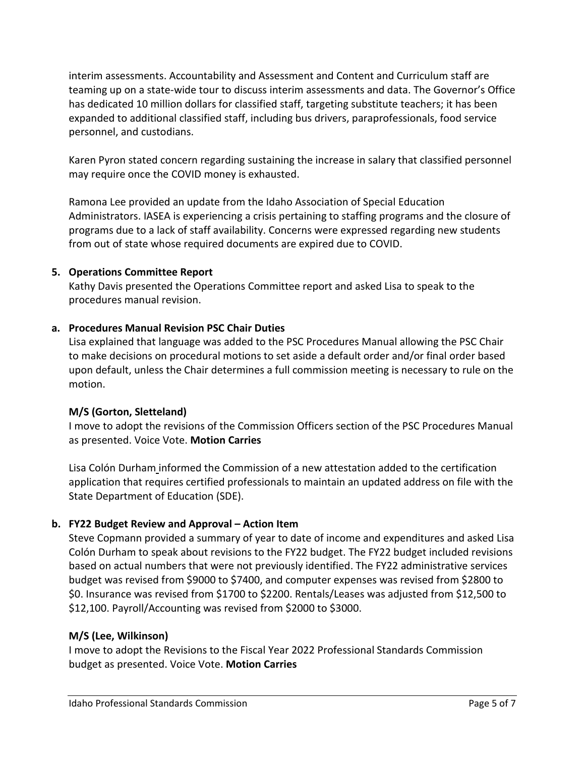interim assessments. Accountability and Assessment and Content and Curriculum staff are teaming up on a state-wide tour to discuss interim assessments and data. The Governor's Office has dedicated 10 million dollars for classified staff, targeting substitute teachers; it has been expanded to additional classified staff, including bus drivers, paraprofessionals, food service personnel, and custodians.

Karen Pyron stated concern regarding sustaining the increase in salary that classified personnel may require once the COVID money is exhausted.

Ramona Lee provided an update from the Idaho Association of Special Education Administrators. IASEA is experiencing a crisis pertaining to staffing programs and the closure of programs due to a lack of staff availability. Concerns were expressed regarding new students from out of state whose required documents are expired due to COVID.

**5. Operations Committee Report**

Kathy Davis presented the Operations Committee report and asked Lisa to speak to the procedures manual revision.

**a. Procedures Manual Revision PSC Chair Duties**

Lisa explained that language was added to the PSC Procedures Manual allowing the PSC Chair to make decisions on procedural motions to set aside a default order and/or final order based upon default, unless the Chair determines a full commission meeting is necessary to rule on the motion.

**M/S (Gorton, Sletteland)**

I move to adopt the revisions of the Commission Officers section of the PSC Procedures Manual as presented. Voice Vote. **Motion Carries**

Lisa Colón Durham informed the Commission of a new attestation added to the certification application that requires certified professionals to maintain an updated address on file with the State Department of Education (SDE).

**b. FY22 Budget Review and Approval – Action Item**

Steve Copmann provided a summary of year to date of income and expenditures and asked Lisa Colón Durham to speak about revisions to the FY22 budget. The FY22 budget included revisions based on actual numbers that were not previously identified. The FY22 administrative services budget was revised from $9000 to $7400, and computer expenses was revised from $2800 to $0. Insurance was revised from $1700 to $2200. Rentals/Leases was adjusted from $12,500 to $12,100. Payroll/Accounting was revised from $2000 to $3000.

**M/S (Lee, Wilkinson)**

I move to adopt the Revisions to the Fiscal Year 2022 Professional Standards Commission budget as presented. Voice Vote. **Motion Carries**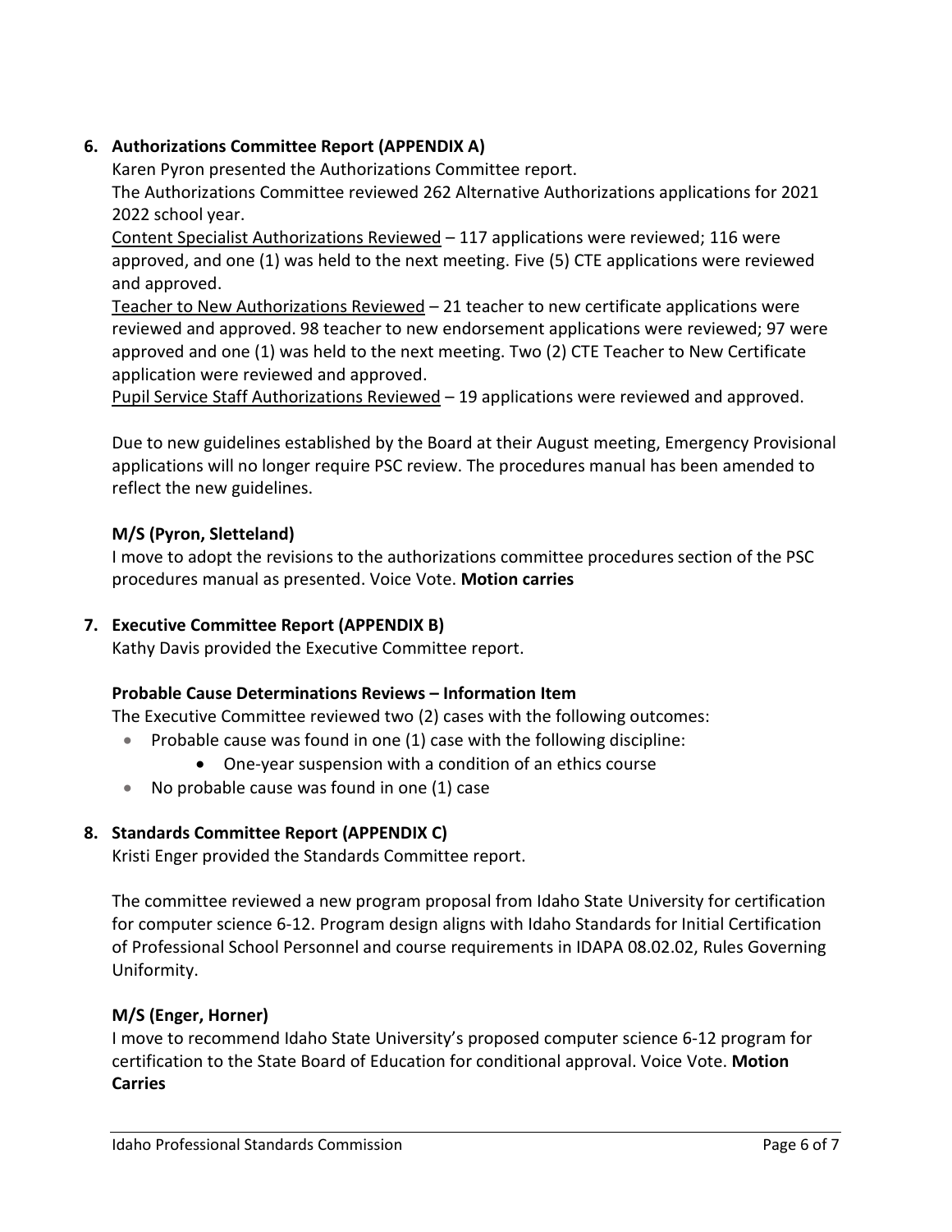## 6. Authorizations Committee Report (APPENDIX A)

Karen Pyron presented the Authorizations Committee report.

The Authorizations Committee reviewed 262 Alternative Authorizations applications for 2021 2022 school year.

Content Specialist Authorizations Reviewed – 117 applications were reviewed; 116 were approved, and one (1) was held to the next meeting. Five (5) CTE applications were reviewed and approved.

Teacher to New Authorizations Reviewed – 21 teacher to new certificate applications were reviewed and approved. 98 teacher to new endorsement applications were reviewed; 97 were approved and one (1) was held to the next meeting. Two (2) CTE Teacher to New Certificate application were reviewed and approved.

Pupil Service Staff Authorizations Reviewed – 19 applications were reviewed and approved.

Due to new guidelines established by the Board at their August meeting, Emergency Provisional applications will no longer require PSC review. The procedures manual has been amended to reflect the new guidelines.

**M/S (Pyron, Sletteland)**

I move to adopt the revisions to the authorizations committee procedures section of the PSC procedures manual as presented. Voice Vote. **Motion carries**

## 7. Executive Committee Report (APPENDIX B)

Kathy Davis provided the Executive Committee report.

**Probable Cause Determinations Reviews – Information Item**

The Executive Committee reviewed two (2) cases with the following outcomes:

- Probable cause was found in one (1) case with the following discipline:
  - One-year suspension with a condition of an ethics course
- No probable cause was found in one (1) case

## 8. Standards Committee Report (APPENDIX C)

Kristi Enger provided the Standards Committee report.

The committee reviewed a new program proposal from Idaho State University for certification for computer science 6-12. Program design aligns with Idaho Standards for Initial Certification of Professional School Personnel and course requirements in IDAPA 08.02.02, Rules Governing Uniformity.

**M/S (Enger, Horner)**

I move to recommend Idaho State University's proposed computer science 6-12 program for certification to the State Board of Education for conditional approval. Voice Vote. **Motion Carries**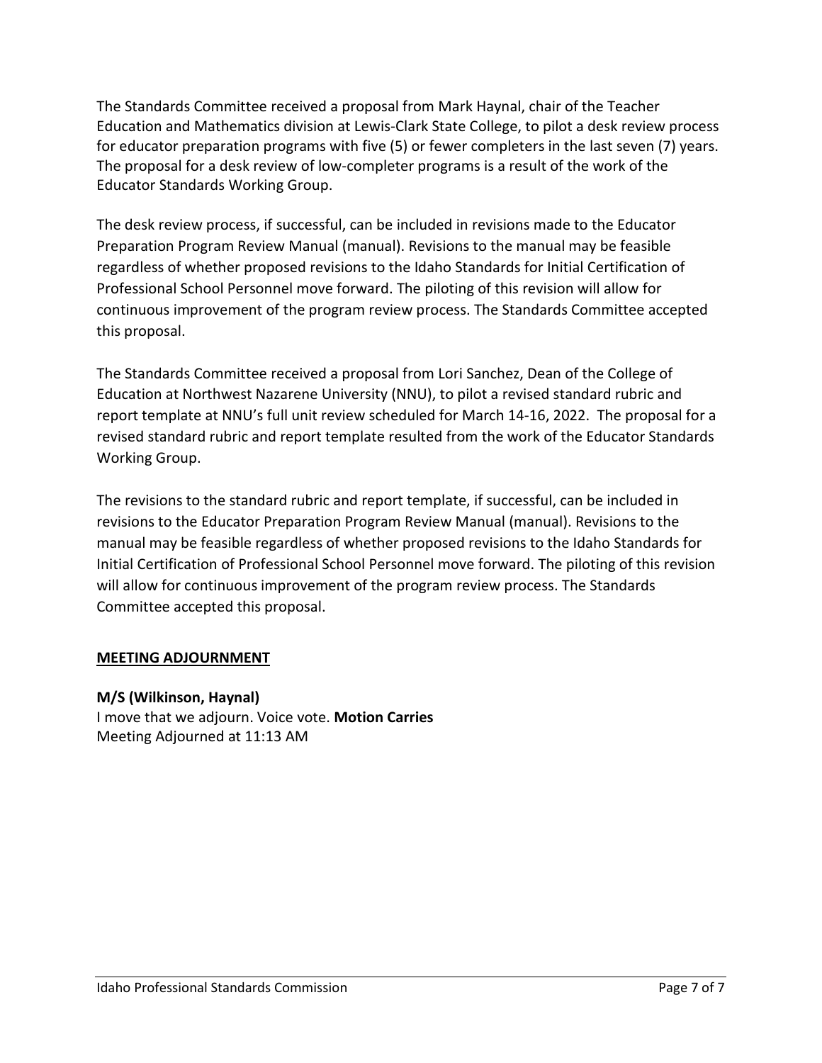The Standards Committee received a proposal from Mark Haynal, chair of the Teacher Education and Mathematics division at Lewis-Clark State College, to pilot a desk review process for educator preparation programs with five (5) or fewer completers in the last seven (7) years. The proposal for a desk review of low-completer programs is a result of the work of the Educator Standards Working Group.

The desk review process, if successful, can be included in revisions made to the Educator Preparation Program Review Manual (manual). Revisions to the manual may be feasible regardless of whether proposed revisions to the Idaho Standards for Initial Certification of Professional School Personnel move forward. The piloting of this revision will allow for continuous improvement of the program review process. The Standards Committee accepted this proposal.

The Standards Committee received a proposal from Lori Sanchez, Dean of the College of Education at Northwest Nazarene University (NNU), to pilot a revised standard rubric and report template at NNU's full unit review scheduled for March 14-16, 2022. The proposal for a revised standard rubric and report template resulted from the work of the Educator Standards Working Group.

The revisions to the standard rubric and report template, if successful, can be included in revisions to the Educator Preparation Program Review Manual (manual). Revisions to the manual may be feasible regardless of whether proposed revisions to the Idaho Standards for Initial Certification of Professional School Personnel move forward. The piloting of this revision will allow for continuous improvement of the program review process. The Standards Committee accepted this proposal.

## MEETING ADJOURNMENT

**M/S (Wilkinson, Haynal)**
I move that we adjourn. Voice vote. **Motion Carries**
Meeting Adjourned at 11:13 AM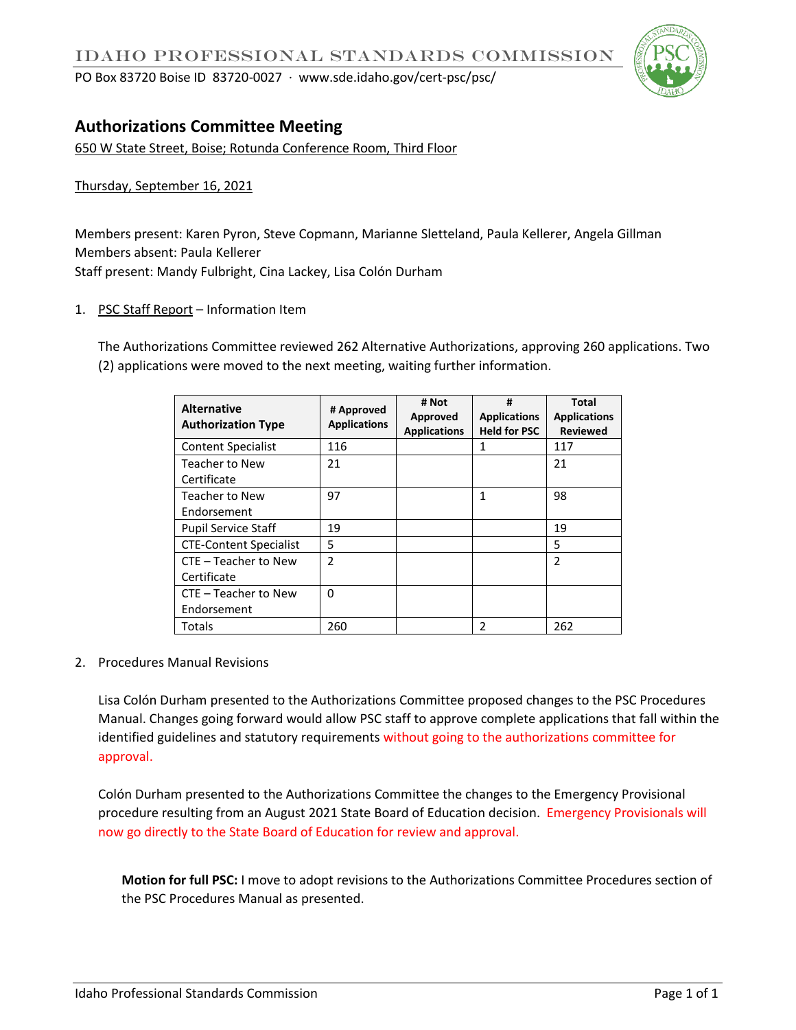IDAHO PROFESSIONAL STANDARDS COMMISSION

PO Box 83720 Boise ID 83720-0027 · www.sde.idaho.gov/cert-psc/psc/

# Authorizations Committee Meeting

650 W State Street, Boise; Rotunda Conference Room, Third Floor

Thursday, September 16, 2021

Members present: Karen Pyron, Steve Copmann, Marianne Sletteland, Paula Kellerer, Angela Gillman
Members absent: Paula Kellerer
Staff present: Mandy Fulbright, Cina Lackey, Lisa Colón Durham

1. PSC Staff Report – Information Item

   The Authorizations Committee reviewed 262 Alternative Authorizations, approving 260 applications. Two (2) applications were moved to the next meeting, waiting further information.

| Alternative Authorization Type | # Approved Applications | # Not Approved Applications | # Applications Held for PSC | Total Applications Reviewed |
|---|---|---|---|---|
| Content Specialist | 116 | | 1 | 117 |
| Teacher to New Certificate | 21 | | | 21 |
| Teacher to New Endorsement | 97 | | 1 | 98 |
| Pupil Service Staff | 19 | | | 19 |
| CTE-Content Specialist | 5 | | | 5 |
| CTE – Teacher to New Certificate | 2 | | | 2 |
| CTE – Teacher to New Endorsement | 0 | | | |
| Totals | 260 | | 2 | 262 |

2. Procedures Manual Revisions

   Lisa Colón Durham presented to the Authorizations Committee proposed changes to the PSC Procedures Manual. Changes going forward would allow PSC staff to approve complete applications that fall within the identified guidelines and statutory requirements without going to the authorizations committee for approval.

   Colón Durham presented to the Authorizations Committee the changes to the Emergency Provisional procedure resulting from an August 2021 State Board of Education decision. Emergency Provisionals will now go directly to the State Board of Education for review and approval.

   **Motion for full PSC:** I move to adopt revisions to the Authorizations Committee Procedures section of the PSC Procedures Manual as presented.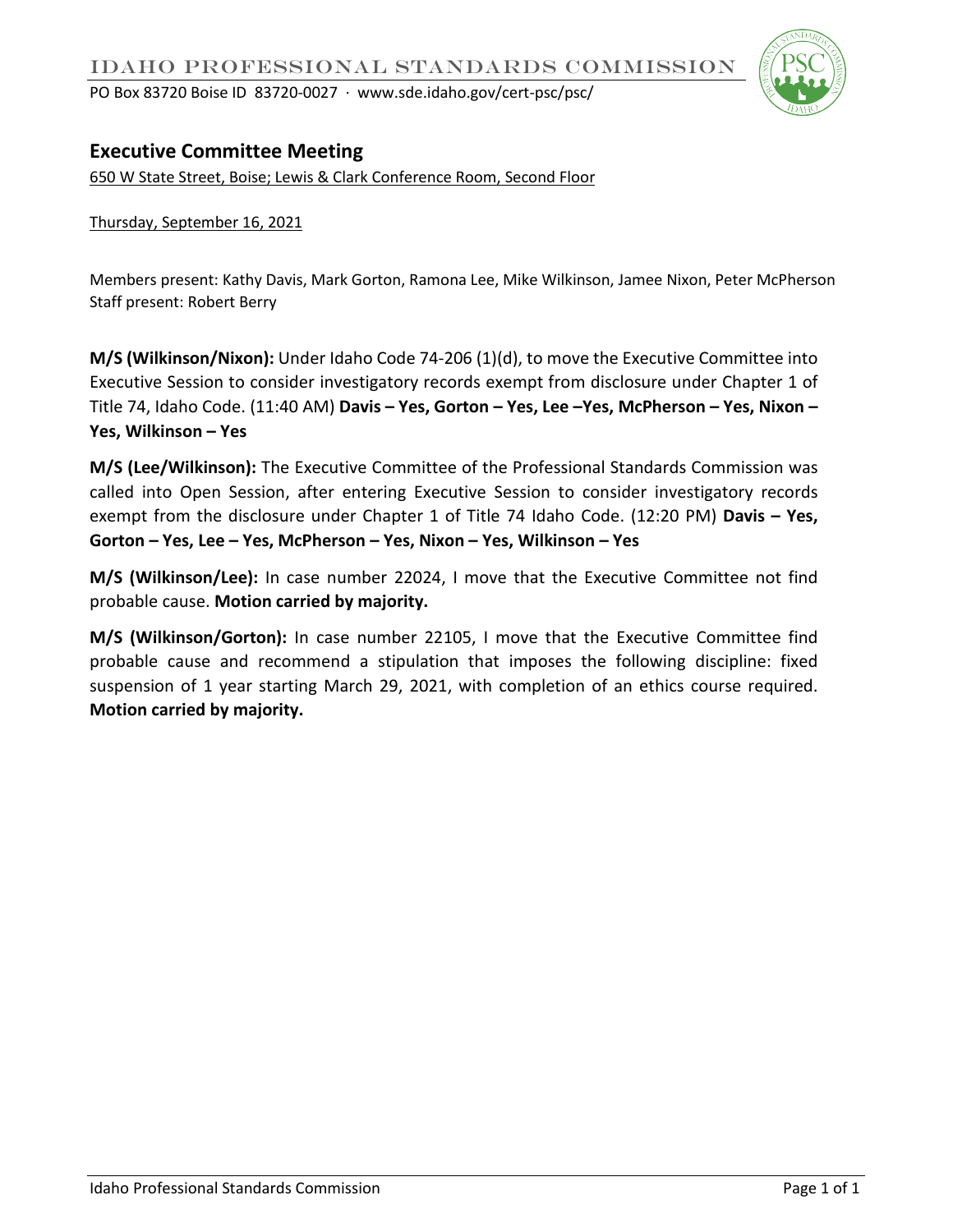# IDAHO PROFESSIONAL STANDARDS COMMISSION

PO Box 83720 Boise ID 83720-0027 · www.sde.idaho.gov/cert-psc/psc/

## Executive Committee Meeting

650 W State Street, Boise; Lewis & Clark Conference Room, Second Floor

Thursday, September 16, 2021

Members present: Kathy Davis, Mark Gorton, Ramona Lee, Mike Wilkinson, Jamee Nixon, Peter McPherson
Staff present: Robert Berry

**M/S (Wilkinson/Nixon):** Under Idaho Code 74-206 (1)(d), to move the Executive Committee into Executive Session to consider investigatory records exempt from disclosure under Chapter 1 of Title 74, Idaho Code. (11:40 AM) **Davis – Yes, Gorton – Yes, Lee –Yes, McPherson – Yes, Nixon – Yes, Wilkinson – Yes**

**M/S (Lee/Wilkinson):** The Executive Committee of the Professional Standards Commission was called into Open Session, after entering Executive Session to consider investigatory records exempt from the disclosure under Chapter 1 of Title 74 Idaho Code. (12:20 PM) **Davis – Yes, Gorton – Yes, Lee – Yes, McPherson – Yes, Nixon – Yes, Wilkinson – Yes**

**M/S (Wilkinson/Lee):** In case number 22024, I move that the Executive Committee not find probable cause. **Motion carried by majority.**

**M/S (Wilkinson/Gorton):** In case number 22105, I move that the Executive Committee find probable cause and recommend a stipulation that imposes the following discipline: fixed suspension of 1 year starting March 29, 2021, with completion of an ethics course required. **Motion carried by majority.**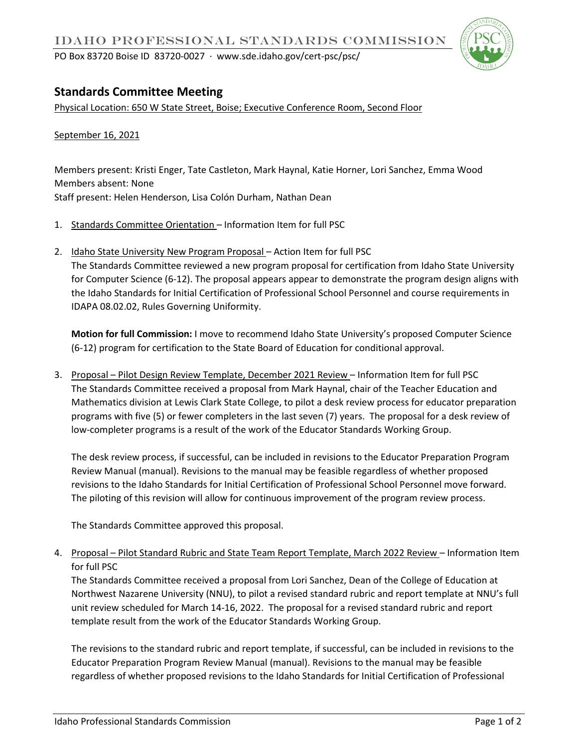# IDAHO PROFESSIONAL STANDARDS COMMISSION

PO Box 83720 Boise ID 83720-0027 · www.sde.idaho.gov/cert-psc/psc/

## Standards Committee Meeting

Physical Location: 650 W State Street, Boise; Executive Conference Room, Second Floor

September 16, 2021

Members present: Kristi Enger, Tate Castleton, Mark Haynal, Katie Horner, Lori Sanchez, Emma Wood
Members absent: None
Staff present: Helen Henderson, Lisa Colón Durham, Nathan Dean

1. Standards Committee Orientation – Information Item for full PSC

2. Idaho State University New Program Proposal – Action Item for full PSC
   The Standards Committee reviewed a new program proposal for certification from Idaho State University for Computer Science (6-12). The proposal appears appear to demonstrate the program design aligns with the Idaho Standards for Initial Certification of Professional School Personnel and course requirements in IDAPA 08.02.02, Rules Governing Uniformity.

   **Motion for full Commission:** I move to recommend Idaho State University's proposed Computer Science (6-12) program for certification to the State Board of Education for conditional approval.

3. Proposal – Pilot Design Review Template, December 2021 Review – Information Item for full PSC
   The Standards Committee received a proposal from Mark Haynal, chair of the Teacher Education and Mathematics division at Lewis Clark State College, to pilot a desk review process for educator preparation programs with five (5) or fewer completers in the last seven (7) years. The proposal for a desk review of low-completer programs is a result of the work of the Educator Standards Working Group.

   The desk review process, if successful, can be included in revisions to the Educator Preparation Program Review Manual (manual). Revisions to the manual may be feasible regardless of whether proposed revisions to the Idaho Standards for Initial Certification of Professional School Personnel move forward. The piloting of this revision will allow for continuous improvement of the program review process.

   The Standards Committee approved this proposal.

4. Proposal – Pilot Standard Rubric and State Team Report Template, March 2022 Review – Information Item for full PSC
   The Standards Committee received a proposal from Lori Sanchez, Dean of the College of Education at Northwest Nazarene University (NNU), to pilot a revised standard rubric and report template at NNU's full unit review scheduled for March 14-16, 2022. The proposal for a revised standard rubric and report template result from the work of the Educator Standards Working Group.

   The revisions to the standard rubric and report template, if successful, can be included in revisions to the Educator Preparation Program Review Manual (manual). Revisions to the manual may be feasible regardless of whether proposed revisions to the Idaho Standards for Initial Certification of Professional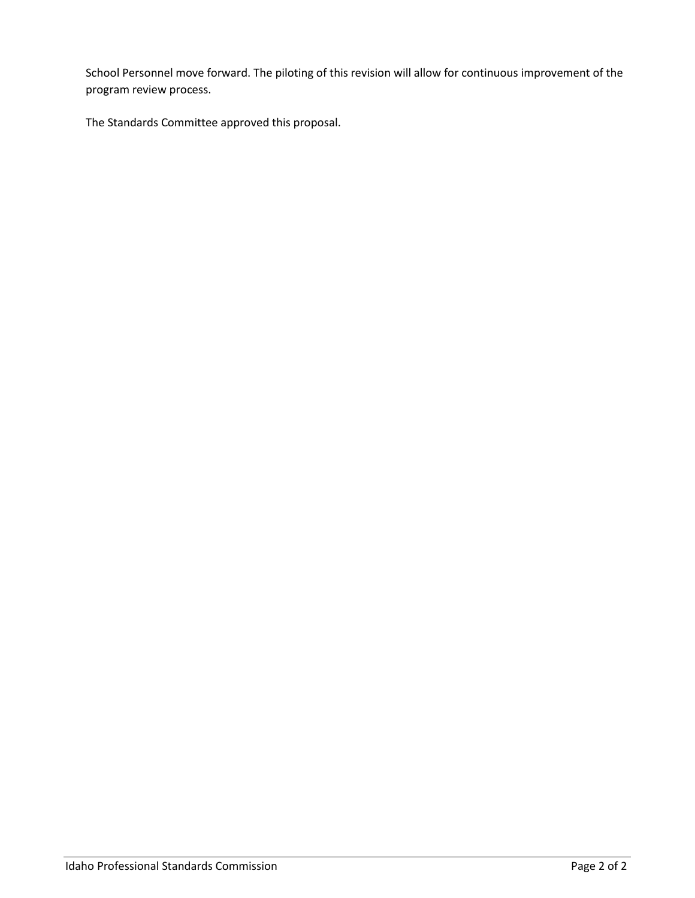School Personnel move forward. The piloting of this revision will allow for continuous improvement of the program review process.

The Standards Committee approved this proposal.